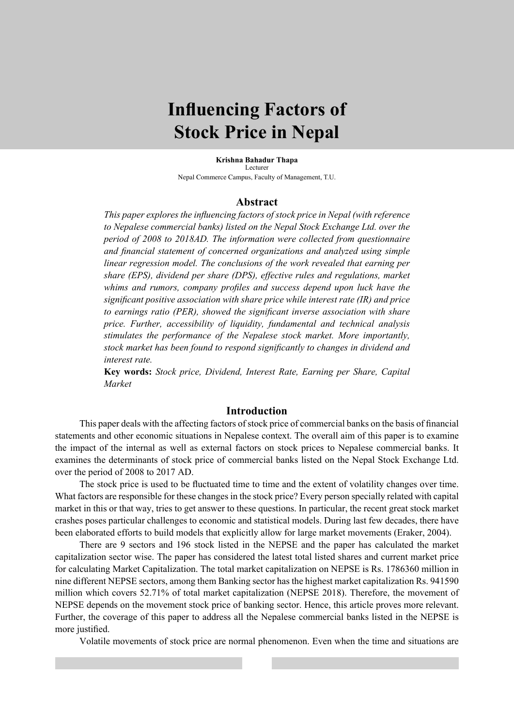# Influencing Factors of Stock Price in Nepal

**Krishna Bahadur Thapa**
Lecturer
Nepal Commerce Campus, Faculty of Management, T.U.

## Abstract

*This paper explores the influencing factors of stock price in Nepal (with reference to Nepalese commercial banks) listed on the Nepal Stock Exchange Ltd. over the period of 2008 to 2018AD. The information were collected from questionnaire and financial statement of concerned organizations and analyzed using simple linear regression model. The conclusions of the work revealed that earning per share (EPS), dividend per share (DPS), effective rules and regulations, market whims and rumors, company profiles and success depend upon luck have the significant positive association with share price while interest rate (IR) and price to earnings ratio (PER), showed the significant inverse association with share price. Further, accessibility of liquidity, fundamental and technical analysis stimulates the performance of the Nepalese stock market. More importantly, stock market has been found to respond significantly to changes in dividend and interest rate.*

**Key words:** *Stock price, Dividend, Interest Rate, Earning per Share, Capital Market*

## Introduction

This paper deals with the affecting factors of stock price of commercial banks on the basis of financial statements and other economic situations in Nepalese context. The overall aim of this paper is to examine the impact of the internal as well as external factors on stock prices to Nepalese commercial banks. It examines the determinants of stock price of commercial banks listed on the Nepal Stock Exchange Ltd. over the period of 2008 to 2017 AD.

The stock price is used to be fluctuated time to time and the extent of volatility changes over time. What factors are responsible for these changes in the stock price? Every person specially related with capital market in this or that way, tries to get answer to these questions. In particular, the recent great stock market crashes poses particular challenges to economic and statistical models. During last few decades, there have been elaborated efforts to build models that explicitly allow for large market movements (Eraker, 2004).

There are 9 sectors and 196 stock listed in the NEPSE and the paper has calculated the market capitalization sector wise. The paper has considered the latest total listed shares and current market price for calculating Market Capitalization. The total market capitalization on NEPSE is Rs. 1786360 million in nine different NEPSE sectors, among them Banking sector has the highest market capitalization Rs. 941590 million which covers 52.71% of total market capitalization (NEPSE 2018). Therefore, the movement of NEPSE depends on the movement stock price of banking sector. Hence, this article proves more relevant. Further, the coverage of this paper to address all the Nepalese commercial banks listed in the NEPSE is more justified.

Volatile movements of stock price are normal phenomenon. Even when the time and situations are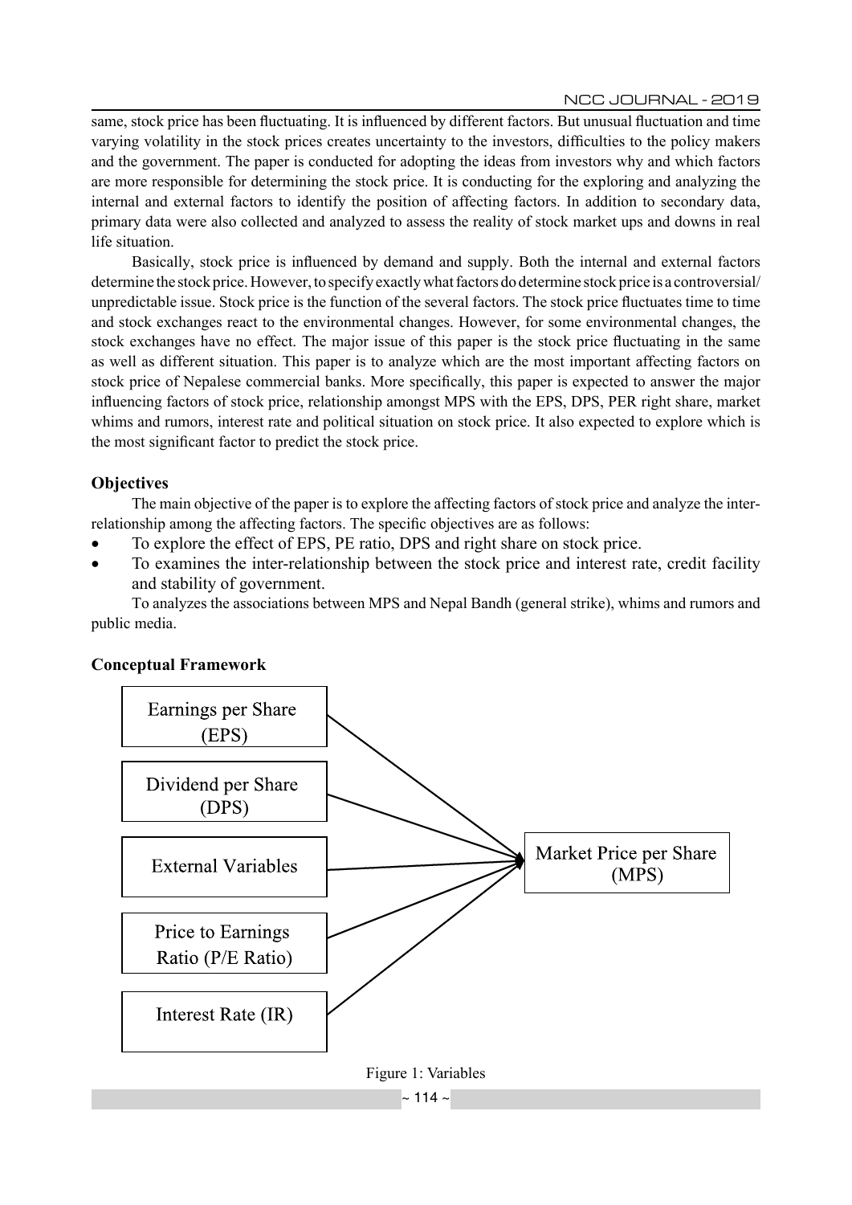same, stock price has been fluctuating. It is influenced by different factors. But unusual fluctuation and time varying volatility in the stock prices creates uncertainty to the investors, difficulties to the policy makers and the government. The paper is conducted for adopting the ideas from investors why and which factors are more responsible for determining the stock price. It is conducting for the exploring and analyzing the internal and external factors to identify the position of affecting factors. In addition to secondary data, primary data were also collected and analyzed to assess the reality of stock market ups and downs in real life situation.

Basically, stock price is influenced by demand and supply. Both the internal and external factors determine the stock price. However, to specify exactly what factors do determine stock price is a controversial/ unpredictable issue. Stock price is the function of the several factors. The stock price fluctuates time to time and stock exchanges react to the environmental changes. However, for some environmental changes, the stock exchanges have no effect. The major issue of this paper is the stock price fluctuating in the same as well as different situation. This paper is to analyze which are the most important affecting factors on stock price of Nepalese commercial banks. More specifically, this paper is expected to answer the major influencing factors of stock price, relationship amongst MPS with the EPS, DPS, PER right share, market whims and rumors, interest rate and political situation on stock price. It also expected to explore which is the most significant factor to predict the stock price.

## Objectives

The main objective of the paper is to explore the affecting factors of stock price and analyze the inter-relationship among the affecting factors. The specific objectives are as follows:

- To explore the effect of EPS, PE ratio, DPS and right share on stock price.
- To examines the inter-relationship between the stock price and interest rate, credit facility and stability of government.

To analyzes the associations between MPS and Nepal Bandh (general strike), whims and rumors and public media.

## Conceptual Framework

Earnings per Share (EPS)

Dividend per Share (DPS)

External Variables

Price to Earnings Ratio (P/E Ratio)

Interest Rate (IR)

Market Price per Share (MPS)

Figure 1: Variables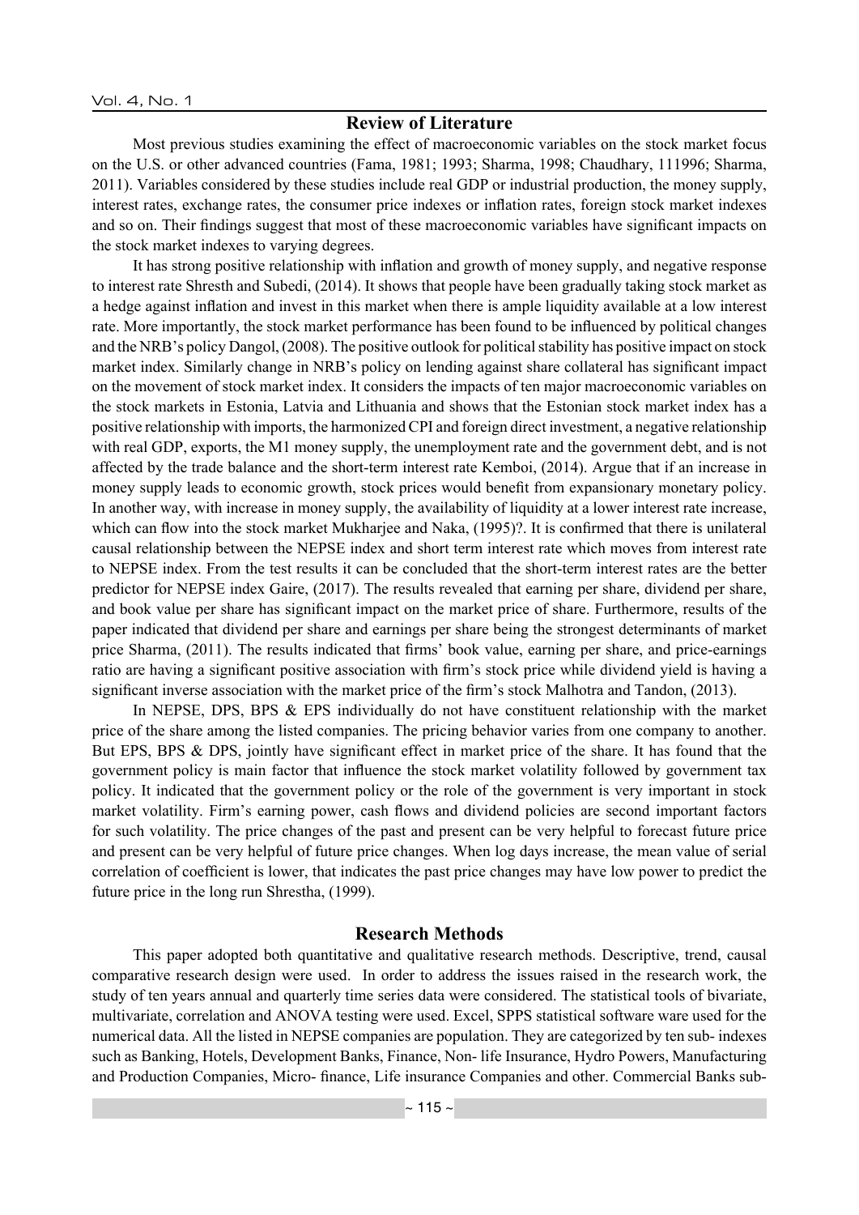## Review of Literature

Most previous studies examining the effect of macroeconomic variables on the stock market focus on the U.S. or other advanced countries (Fama, 1981; 1993; Sharma, 1998; Chaudhary, 111996; Sharma, 2011). Variables considered by these studies include real GDP or industrial production, the money supply, interest rates, exchange rates, the consumer price indexes or inflation rates, foreign stock market indexes and so on. Their findings suggest that most of these macroeconomic variables have significant impacts on the stock market indexes to varying degrees.

It has strong positive relationship with inflation and growth of money supply, and negative response to interest rate Shresth and Subedi, (2014). It shows that people have been gradually taking stock market as a hedge against inflation and invest in this market when there is ample liquidity available at a low interest rate. More importantly, the stock market performance has been found to be influenced by political changes and the NRB's policy Dangol, (2008). The positive outlook for political stability has positive impact on stock market index. Similarly change in NRB's policy on lending against share collateral has significant impact on the movement of stock market index. It considers the impacts of ten major macroeconomic variables on the stock markets in Estonia, Latvia and Lithuania and shows that the Estonian stock market index has a positive relationship with imports, the harmonized CPI and foreign direct investment, a negative relationship with real GDP, exports, the M1 money supply, the unemployment rate and the government debt, and is not affected by the trade balance and the short-term interest rate Kemboi, (2014). Argue that if an increase in money supply leads to economic growth, stock prices would benefit from expansionary monetary policy. In another way, with increase in money supply, the availability of liquidity at a lower interest rate increase, which can flow into the stock market Mukharjee and Naka, (1995)?. It is confirmed that there is unilateral causal relationship between the NEPSE index and short term interest rate which moves from interest rate to NEPSE index. From the test results it can be concluded that the short-term interest rates are the better predictor for NEPSE index Gaire, (2017). The results revealed that earning per share, dividend per share, and book value per share has significant impact on the market price of share. Furthermore, results of the paper indicated that dividend per share and earnings per share being the strongest determinants of market price Sharma, (2011). The results indicated that firms' book value, earning per share, and price-earnings ratio are having a significant positive association with firm's stock price while dividend yield is having a significant inverse association with the market price of the firm's stock Malhotra and Tandon, (2013).

In NEPSE, DPS, BPS & EPS individually do not have constituent relationship with the market price of the share among the listed companies. The pricing behavior varies from one company to another. But EPS, BPS & DPS, jointly have significant effect in market price of the share. It has found that the government policy is main factor that influence the stock market volatility followed by government tax policy. It indicated that the government policy or the role of the government is very important in stock market volatility. Firm's earning power, cash flows and dividend policies are second important factors for such volatility. The price changes of the past and present can be very helpful to forecast future price and present can be very helpful of future price changes. When log days increase, the mean value of serial correlation of coefficient is lower, that indicates the past price changes may have low power to predict the future price in the long run Shrestha, (1999).

## Research Methods

This paper adopted both quantitative and qualitative research methods. Descriptive, trend, causal comparative research design were used. In order to address the issues raised in the research work, the study of ten years annual and quarterly time series data were considered. The statistical tools of bivariate, multivariate, correlation and ANOVA testing were used. Excel, SPPS statistical software ware used for the numerical data. All the listed in NEPSE companies are population. They are categorized by ten sub- indexes such as Banking, Hotels, Development Banks, Finance, Non- life Insurance, Hydro Powers, Manufacturing and Production Companies, Micro- finance, Life insurance Companies and other. Commercial Banks sub-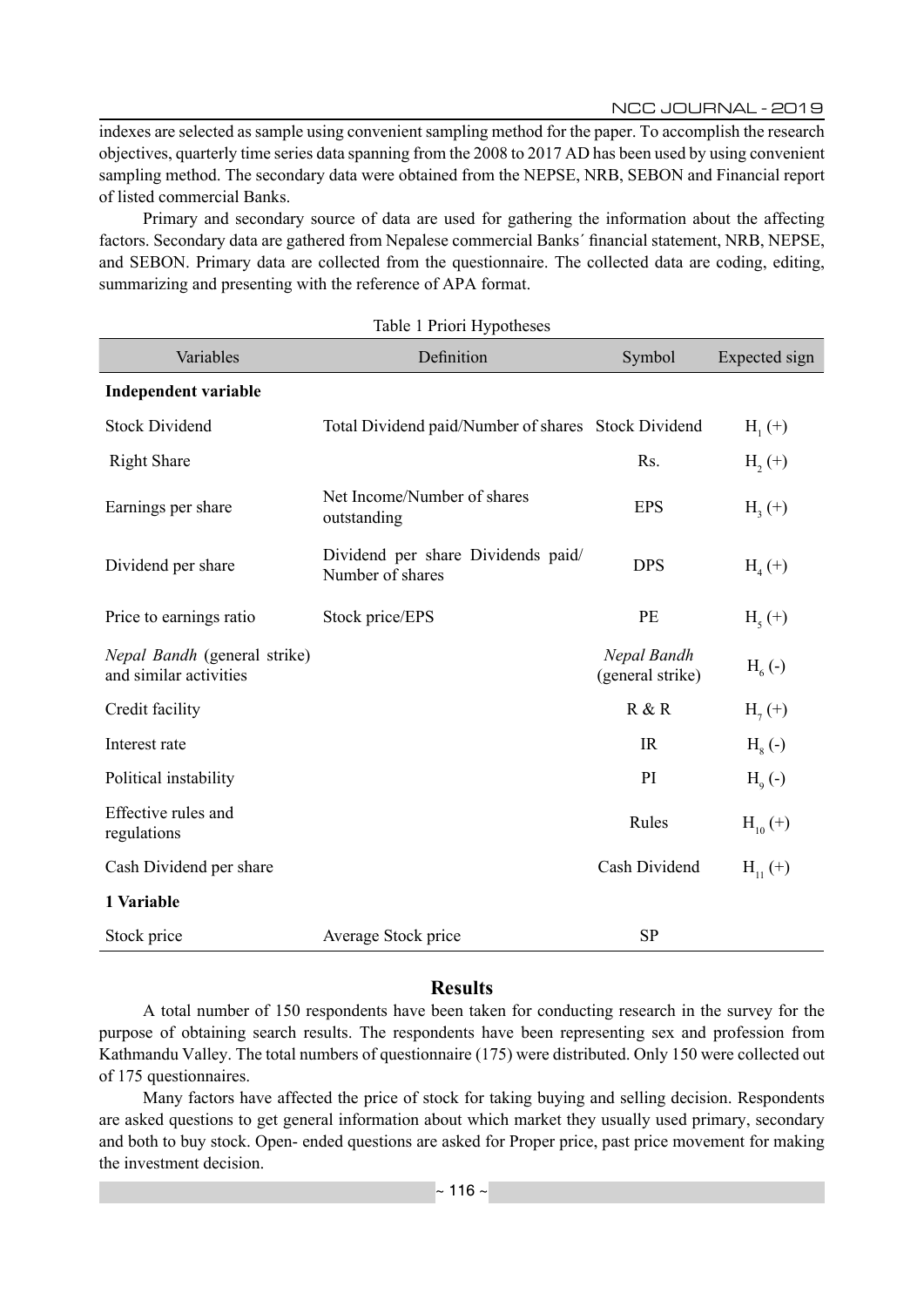indexes are selected as sample using convenient sampling method for the paper. To accomplish the research objectives, quarterly time series data spanning from the 2008 to 2017 AD has been used by using convenient sampling method. The secondary data were obtained from the NEPSE, NRB, SEBON and Financial report of listed commercial Banks.

Primary and secondary source of data are used for gathering the information about the affecting factors. Secondary data are gathered from Nepalese commercial Banks´ financial statement, NRB, NEPSE, and SEBON. Primary data are collected from the questionnaire. The collected data are coding, editing, summarizing and presenting with the reference of APA format.

Table 1 Priori Hypotheses

| Variables | Definition | Symbol | Expected sign |
|---|---|---|---|
| **Independent variable** | | | |
| Stock Dividend | Total Dividend paid/Number of shares | Stock Dividend | $H_1$ (+) |
| Right Share | | Rs. | $H_2$ (+) |
| Earnings per share | Net Income/Number of shares outstanding | EPS | $H_3$ (+) |
| Dividend per share | Dividend per share Dividends paid/ Number of shares | DPS | $H_4$ (+) |
| Price to earnings ratio | Stock price/EPS | PE | $H_5$ (+) |
| *Nepal Bandh* (general strike) and similar activities | | *Nepal Bandh* (general strike) | $H_6$ (-) |
| Credit facility | | R & R | $H_7$ (+) |
| Interest rate | | IR | $H_8$ (-) |
| Political instability | | PI | $H_9$ (-) |
| Effective rules and regulations | | Rules | $H_{10}$ (+) |
| Cash Dividend per share | | Cash Dividend | $H_{11}$ (+) |
| **1 Variable** | | | |
| Stock price | Average Stock price | SP | |

## Results

A total number of 150 respondents have been taken for conducting research in the survey for the purpose of obtaining search results. The respondents have been representing sex and profession from Kathmandu Valley. The total numbers of questionnaire (175) were distributed. Only 150 were collected out of 175 questionnaires.

Many factors have affected the price of stock for taking buying and selling decision. Respondents are asked questions to get general information about which market they usually used primary, secondary and both to buy stock. Open- ended questions are asked for Proper price, past price movement for making the investment decision.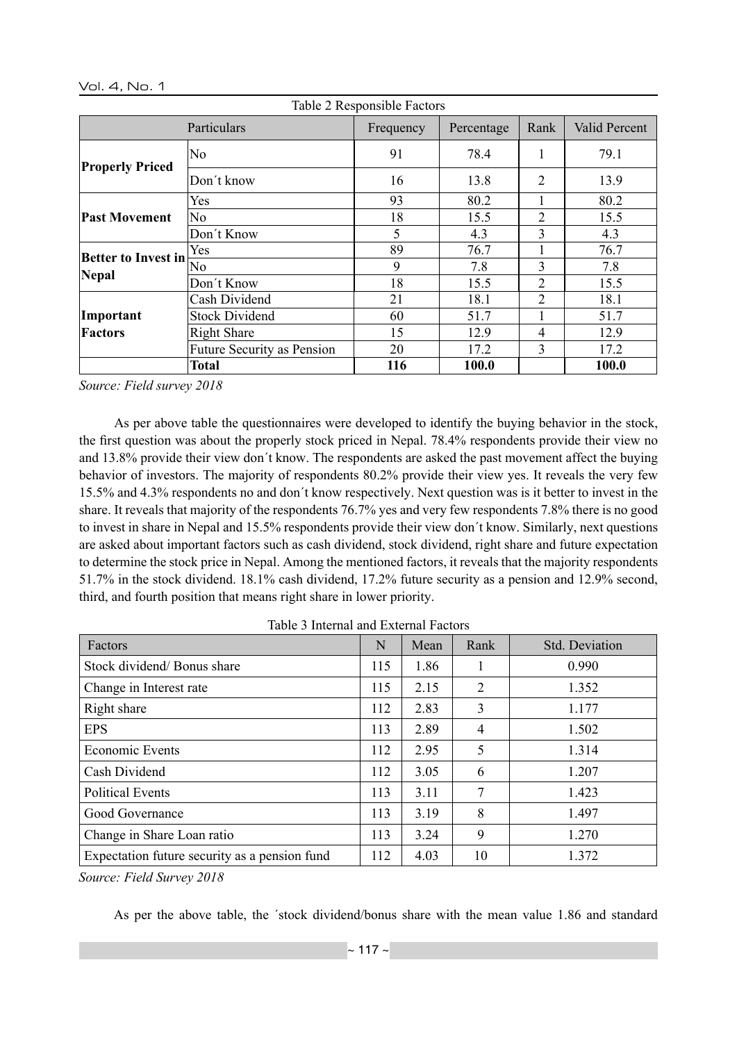Table 2 Responsible Factors

| Particulars | | Frequency | Percentage | Rank | Valid Percent |
|---|---|---|---|---|---|
| **Properly Priced** | No | 91 | 78.4 | 1 | 79.1 |
| | Don´t know | 16 | 13.8 | 2 | 13.9 |
| **Past Movement** | Yes | 93 | 80.2 | 1 | 80.2 |
| | No | 18 | 15.5 | 2 | 15.5 |
| | Don´t Know | 5 | 4.3 | 3 | 4.3 |
| **Better to Invest in Nepal** | Yes | 89 | 76.7 | 1 | 76.7 |
| | No | 9 | 7.8 | 3 | 7.8 |
| | Don´t Know | 18 | 15.5 | 2 | 15.5 |
| **Important Factors** | Cash Dividend | 21 | 18.1 | 2 | 18.1 |
| | Stock Dividend | 60 | 51.7 | 1 | 51.7 |
| | Right Share | 15 | 12.9 | 4 | 12.9 |
| | Future Security as Pension | 20 | 17.2 | 3 | 17.2 |
| | **Total** | **116** | **100.0** | | **100.0** |

*Source: Field survey 2018*

As per above table the questionnaires were developed to identify the buying behavior in the stock, the first question was about the properly stock priced in Nepal. 78.4% respondents provide their view no and 13.8% provide their view don´t know. The respondents are asked the past movement affect the buying behavior of investors. The majority of respondents 80.2% provide their view yes. It reveals the very few 15.5% and 4.3% respondents no and don´t know respectively. Next question was is it better to invest in the share. It reveals that majority of the respondents 76.7% yes and very few respondents 7.8% there is no good to invest in share in Nepal and 15.5% respondents provide their view don´t know. Similarly, next questions are asked about important factors such as cash dividend, stock dividend, right share and future expectation to determine the stock price in Nepal. Among the mentioned factors, it reveals that the majority respondents 51.7% in the stock dividend. 18.1% cash dividend, 17.2% future security as a pension and 12.9% second, third, and fourth position that means right share in lower priority.

Table 3 Internal and External Factors

| Factors | N | Mean | Rank | Std. Deviation |
|---|---|---|---|---|
| Stock dividend/ Bonus share | 115 | 1.86 | 1 | 0.990 |
| Change in Interest rate | 115 | 2.15 | 2 | 1.352 |
| Right share | 112 | 2.83 | 3 | 1.177 |
| EPS | 113 | 2.89 | 4 | 1.502 |
| Economic Events | 112 | 2.95 | 5 | 1.314 |
| Cash Dividend | 112 | 3.05 | 6 | 1.207 |
| Political Events | 113 | 3.11 | 7 | 1.423 |
| Good Governance | 113 | 3.19 | 8 | 1.497 |
| Change in Share Loan ratio | 113 | 3.24 | 9 | 1.270 |
| Expectation future security as a pension fund | 112 | 4.03 | 10 | 1.372 |

*Source: Field Survey 2018*

As per the above table, the ´stock dividend/bonus share with the mean value 1.86 and standard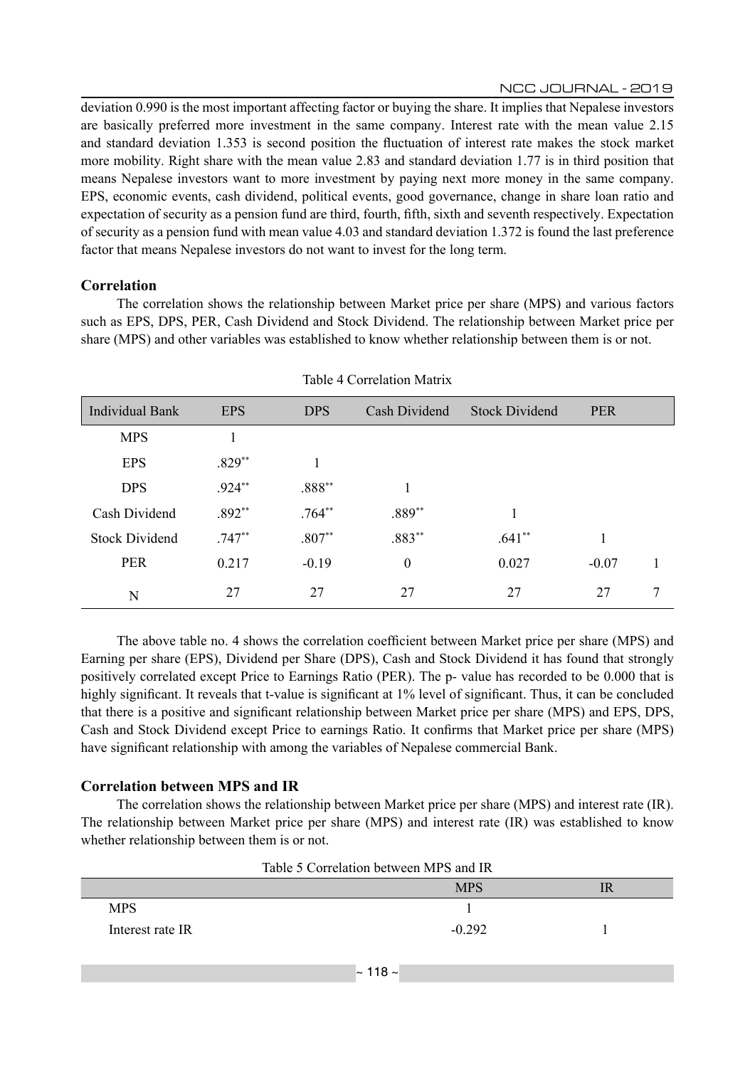deviation 0.990 is the most important affecting factor or buying the share. It implies that Nepalese investors are basically preferred more investment in the same company. Interest rate with the mean value 2.15 and standard deviation 1.353 is second position the fluctuation of interest rate makes the stock market more mobility. Right share with the mean value 2.83 and standard deviation 1.77 is in third position that means Nepalese investors want to more investment by paying next more money in the same company. EPS, economic events, cash dividend, political events, good governance, change in share loan ratio and expectation of security as a pension fund are third, fourth, fifth, sixth and seventh respectively. Expectation of security as a pension fund with mean value 4.03 and standard deviation 1.372 is found the last preference factor that means Nepalese investors do not want to invest for the long term.

### Correlation

The correlation shows the relationship between Market price per share (MPS) and various factors such as EPS, DPS, PER, Cash Dividend and Stock Dividend. The relationship between Market price per share (MPS) and other variables was established to know whether relationship between them is or not.

Table 4 Correlation Matrix

| Individual Bank | EPS | DPS | Cash Dividend | Stock Dividend | PER | |
|---|---|---|---|---|---|---|
| MPS | 1 | | | | | |
| EPS | .829** | 1 | | | | |
| DPS | .924** | .888** | 1 | | | |
| Cash Dividend | .892** | .764** | .889** | 1 | | |
| Stock Dividend | .747** | .807** | .883** | .641** | 1 | |
| PER | 0.217 | -0.19 | 0 | 0.027 | -0.07 | 1 |
| N | 27 | 27 | 27 | 27 | 27 | 7 |

The above table no. 4 shows the correlation coefficient between Market price per share (MPS) and Earning per share (EPS), Dividend per Share (DPS), Cash and Stock Dividend it has found that strongly positively correlated except Price to Earnings Ratio (PER). The p- value has recorded to be 0.000 that is highly significant. It reveals that t-value is significant at 1% level of significant. Thus, it can be concluded that there is a positive and significant relationship between Market price per share (MPS) and EPS, DPS, Cash and Stock Dividend except Price to earnings Ratio. It confirms that Market price per share (MPS) have significant relationship with among the variables of Nepalese commercial Bank.

### Correlation between MPS and IR

The correlation shows the relationship between Market price per share (MPS) and interest rate (IR). The relationship between Market price per share (MPS) and interest rate (IR) was established to know whether relationship between them is or not.

Table 5 Correlation between MPS and IR

| | MPS | IR |
|---|---|---|
| MPS | 1 | |
| Interest rate IR | -0.292 | 1 |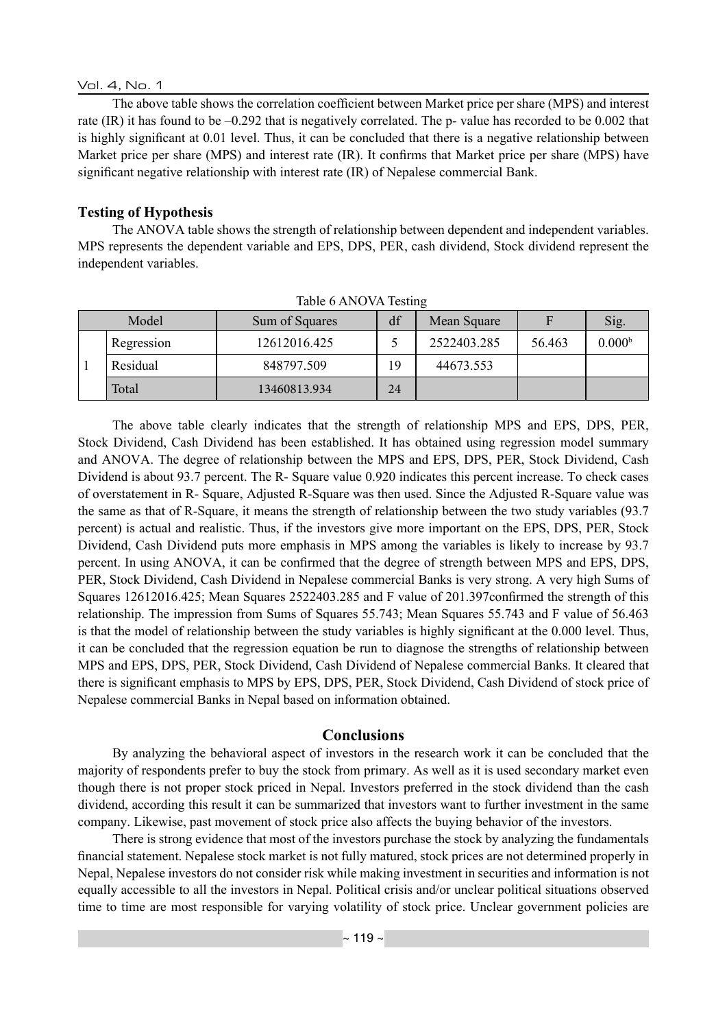The above table shows the correlation coefficient between Market price per share (MPS) and interest rate (IR) it has found to be –0.292 that is negatively correlated. The p- value has recorded to be 0.002 that is highly significant at 0.01 level. Thus, it can be concluded that there is a negative relationship between Market price per share (MPS) and interest rate (IR). It confirms that Market price per share (MPS) have significant negative relationship with interest rate (IR) of Nepalese commercial Bank.

### Testing of Hypothesis

The ANOVA table shows the strength of relationship between dependent and independent variables. MPS represents the dependent variable and EPS, DPS, PER, cash dividend, Stock dividend represent the independent variables.

Table 6 ANOVA Testing

| Model | | Sum of Squares | df | Mean Square | F | Sig. |
|---|---|---|---|---|---|---|
| 1 | Regression | 12612016.425 | 5 | 2522403.285 | 56.463 | 0.000[b] |
| | Residual | 848797.509 | 19 | 44673.553 | | |
| | Total | 13460813.934 | 24 | | | |

The above table clearly indicates that the strength of relationship MPS and EPS, DPS, PER, Stock Dividend, Cash Dividend has been established. It has obtained using regression model summary and ANOVA. The degree of relationship between the MPS and EPS, DPS, PER, Stock Dividend, Cash Dividend is about 93.7 percent. The R- Square value 0.920 indicates this percent increase. To check cases of overstatement in R- Square, Adjusted R-Square was then used. Since the Adjusted R-Square value was the same as that of R-Square, it means the strength of relationship between the two study variables (93.7 percent) is actual and realistic. Thus, if the investors give more important on the EPS, DPS, PER, Stock Dividend, Cash Dividend puts more emphasis in MPS among the variables is likely to increase by 93.7 percent. In using ANOVA, it can be confirmed that the degree of strength between MPS and EPS, DPS, PER, Stock Dividend, Cash Dividend in Nepalese commercial Banks is very strong. A very high Sums of Squares 12612016.425; Mean Squares 2522403.285 and F value of 201.397confirmed the strength of this relationship. The impression from Sums of Squares 55.743; Mean Squares 55.743 and F value of 56.463 is that the model of relationship between the study variables is highly significant at the 0.000 level. Thus, it can be concluded that the regression equation be run to diagnose the strengths of relationship between MPS and EPS, DPS, PER, Stock Dividend, Cash Dividend of Nepalese commercial Banks. It cleared that there is significant emphasis to MPS by EPS, DPS, PER, Stock Dividend, Cash Dividend of stock price of Nepalese commercial Banks in Nepal based on information obtained.

## Conclusions

By analyzing the behavioral aspect of investors in the research work it can be concluded that the majority of respondents prefer to buy the stock from primary. As well as it is used secondary market even though there is not proper stock priced in Nepal. Investors preferred in the stock dividend than the cash dividend, according this result it can be summarized that investors want to further investment in the same company. Likewise, past movement of stock price also affects the buying behavior of the investors.

There is strong evidence that most of the investors purchase the stock by analyzing the fundamentals financial statement. Nepalese stock market is not fully matured, stock prices are not determined properly in Nepal, Nepalese investors do not consider risk while making investment in securities and information is not equally accessible to all the investors in Nepal. Political crisis and/or unclear political situations observed time to time are most responsible for varying volatility of stock price. Unclear government policies are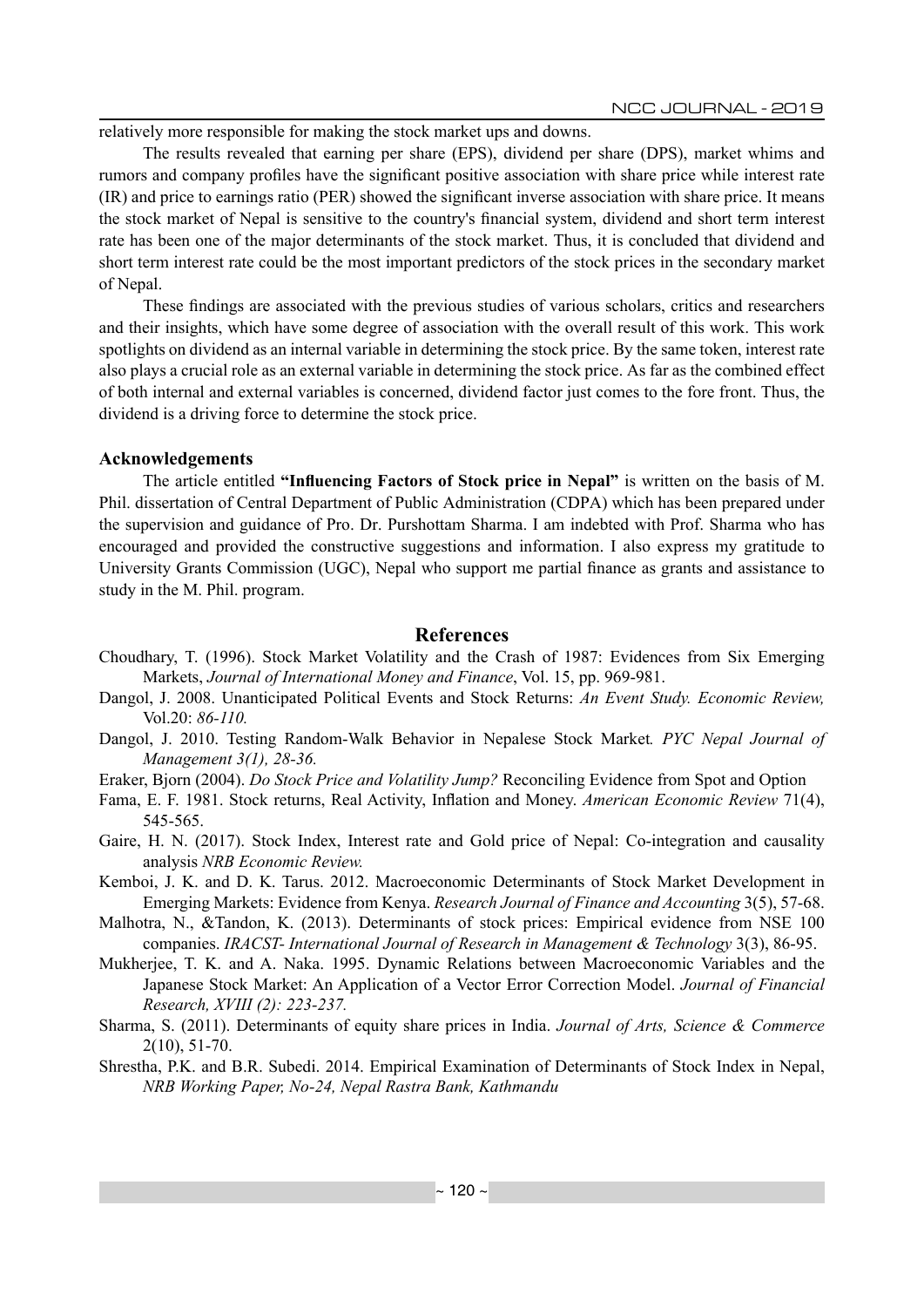relatively more responsible for making the stock market ups and downs.

The results revealed that earning per share (EPS), dividend per share (DPS), market whims and rumors and company profiles have the significant positive association with share price while interest rate (IR) and price to earnings ratio (PER) showed the significant inverse association with share price. It means the stock market of Nepal is sensitive to the country's financial system, dividend and short term interest rate has been one of the major determinants of the stock market. Thus, it is concluded that dividend and short term interest rate could be the most important predictors of the stock prices in the secondary market of Nepal.

These findings are associated with the previous studies of various scholars, critics and researchers and their insights, which have some degree of association with the overall result of this work. This work spotlights on dividend as an internal variable in determining the stock price. By the same token, interest rate also plays a crucial role as an external variable in determining the stock price. As far as the combined effect of both internal and external variables is concerned, dividend factor just comes to the fore front. Thus, the dividend is a driving force to determine the stock price.

### Acknowledgements

The article entitled **"Influencing Factors of Stock price in Nepal"** is written on the basis of M. Phil. dissertation of Central Department of Public Administration (CDPA) which has been prepared under the supervision and guidance of Pro. Dr. Purshottam Sharma. I am indebted with Prof. Sharma who has encouraged and provided the constructive suggestions and information. I also express my gratitude to University Grants Commission (UGC), Nepal who support me partial finance as grants and assistance to study in the M. Phil. program.

## References

Choudhary, T. (1996). Stock Market Volatility and the Crash of 1987: Evidences from Six Emerging Markets, *Journal of International Money and Finance*, Vol. 15, pp. 969-981.

Dangol, J. 2008. Unanticipated Political Events and Stock Returns: *An Event Study. Economic Review,* Vol.20: *86-110.*

Dangol, J. 2010. Testing Random-Walk Behavior in Nepalese Stock Market*. PYC Nepal Journal of Management 3(1), 28-36.*

Eraker, Bjorn (2004). *Do Stock Price and Volatility Jump?* Reconciling Evidence from Spot and Option

Fama, E. F. 1981. Stock returns, Real Activity, Inflation and Money. *American Economic Review* 71(4), 545-565.

Gaire, H. N. (2017). Stock Index, Interest rate and Gold price of Nepal: Co-integration and causality analysis *NRB Economic Review.*

Kemboi, J. K. and D. K. Tarus. 2012. Macroeconomic Determinants of Stock Market Development in Emerging Markets: Evidence from Kenya. *Research Journal of Finance and Accounting* 3(5), 57-68.

Malhotra, N., &Tandon, K. (2013). Determinants of stock prices: Empirical evidence from NSE 100 companies. *IRACST- International Journal of Research in Management & Technology* 3(3), 86-95.

Mukherjee, T. K. and A. Naka. 1995. Dynamic Relations between Macroeconomic Variables and the Japanese Stock Market: An Application of a Vector Error Correction Model. *Journal of Financial Research, XVIII (2): 223-237.*

Sharma, S. (2011). Determinants of equity share prices in India. *Journal of Arts, Science & Commerce* 2(10), 51-70.

Shrestha, P.K. and B.R. Subedi. 2014. Empirical Examination of Determinants of Stock Index in Nepal, *NRB Working Paper, No-24, Nepal Rastra Bank, Kathmandu*